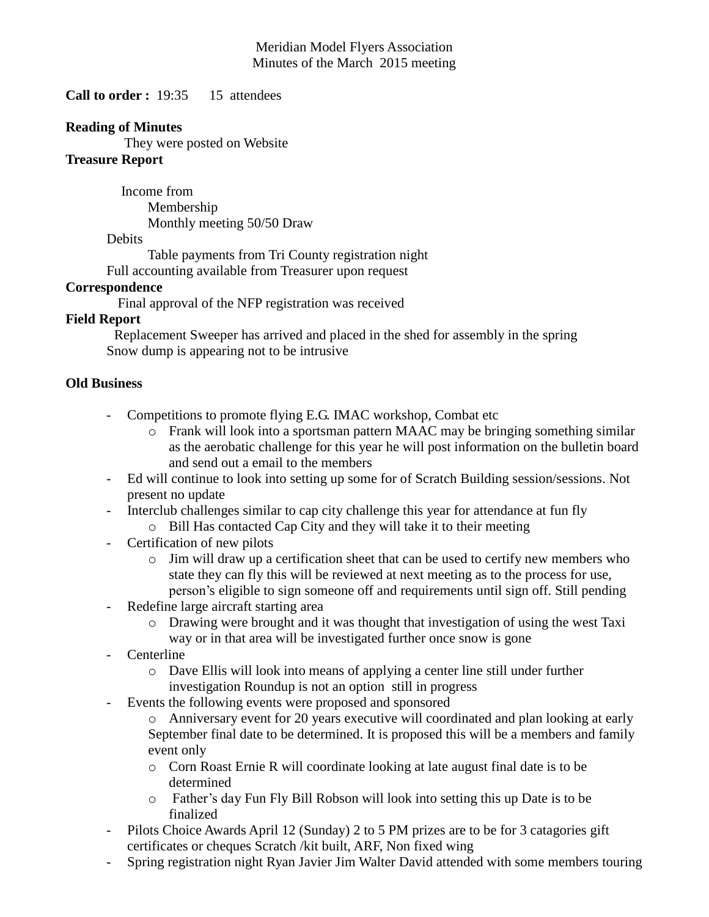Meridian Model Flyers Association
Minutes of the March 2015 meeting

**Call to order :** 19:35 15 attendees

**Reading of Minutes**

They were posted on Website

**Treasure Report**

Income from
- Membership
- Monthly meeting 50/50 Draw

Debits
- Table payments from Tri County registration night

Full accounting available from Treasurer upon request

**Correspondence**

Final approval of the NFP registration was received

**Field Report**

Replacement Sweeper has arrived and placed in the shed for assembly in the spring
Snow dump is appearing not to be intrusive

**Old Business**

- Competitions to promote flying E.G. IMAC workshop, Combat etc
  - Frank will look into a sportsman pattern MAAC may be bringing something similar as the aerobatic challenge for this year he will post information on the bulletin board and send out a email to the members
- Ed will continue to look into setting up some for of Scratch Building session/sessions. Not present no update
- Interclub challenges similar to cap city challenge this year for attendance at fun fly
  - Bill Has contacted Cap City and they will take it to their meeting
- Certification of new pilots
  - Jim will draw up a certification sheet that can be used to certify new members who state they can fly this will be reviewed at next meeting as to the process for use, person's eligible to sign someone off and requirements until sign off. Still pending
- Redefine large aircraft starting area
  - Drawing were brought and it was thought that investigation of using the west Taxi way or in that area will be investigated further once snow is gone
- Centerline
  - Dave Ellis will look into means of applying a center line still under further investigation Roundup is not an option still in progress
- Events the following events were proposed and sponsored
  - Anniversary event for 20 years executive will coordinated and plan looking at early September final date to be determined. It is proposed this will be a members and family event only
  - Corn Roast Ernie R will coordinate looking at late august final date is to be determined
  - Father's day Fun Fly Bill Robson will look into setting this up Date is to be finalized
- Pilots Choice Awards April 12 (Sunday) 2 to 5 PM prizes are to be for 3 catagories gift certificates or cheques Scratch /kit built, ARF, Non fixed wing
- Spring registration night Ryan Javier Jim Walter David attended with some members touring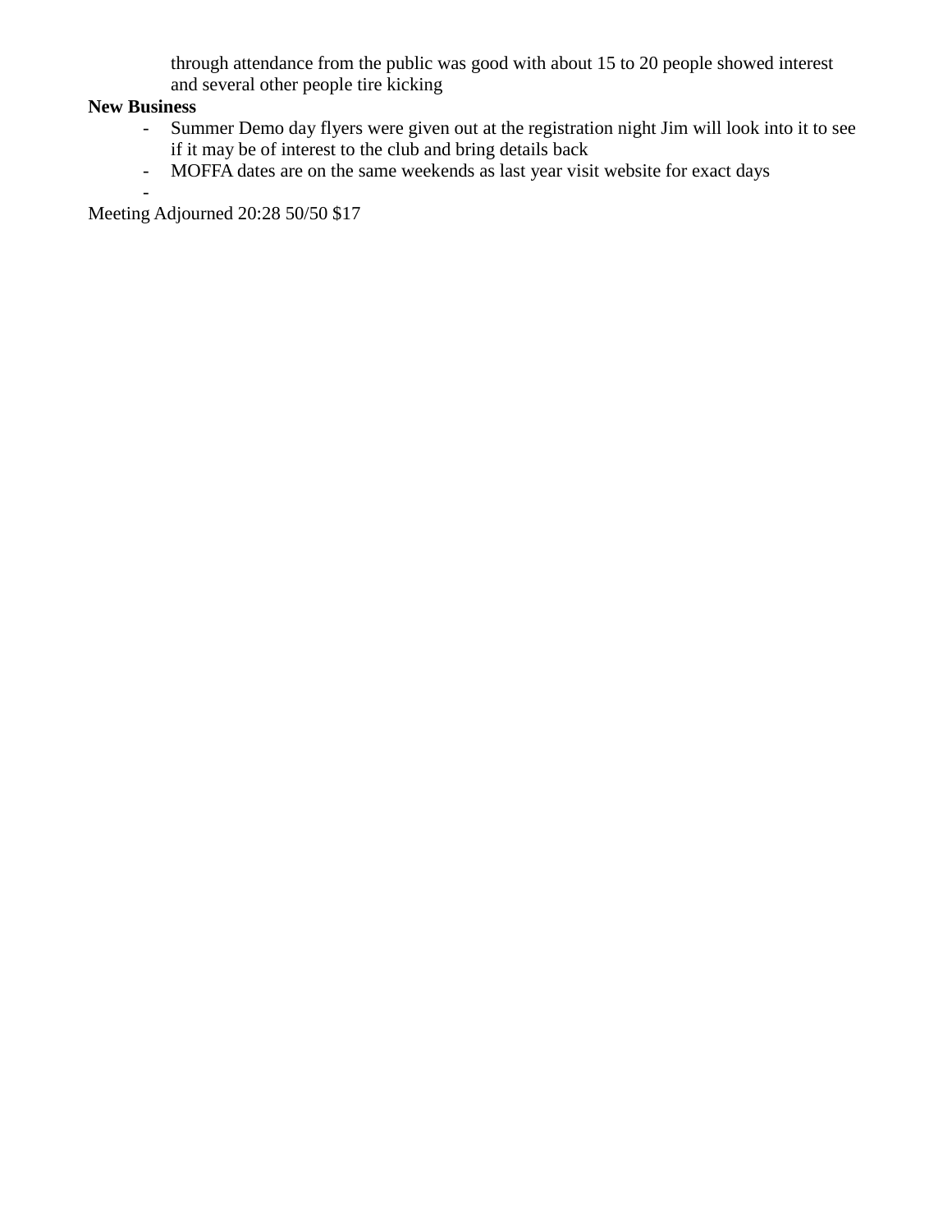through attendance from the public was good with about 15 to 20 people showed interest and several other people tire kicking

**New Business**

- Summer Demo day flyers were given out at the registration night Jim will look into it to see if it may be of interest to the club and bring details back
- MOFFA dates are on the same weekends as last year visit website for exact days
-

Meeting Adjourned 20:28 50/50 $17